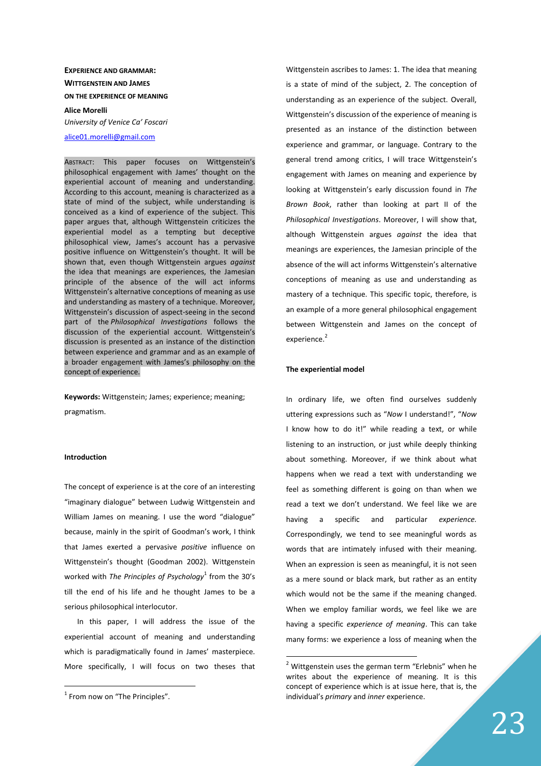**EXPERIENCE AND GRAMMAR:**
**WITTGENSTEIN AND JAMES**
**ON THE EXPERIENCE OF MEANING**

**Alice Morelli**
*University of Venice Ca' Foscari*
alice01.morelli@gmail.com

ABSTRACT: This paper focuses on Wittgenstein's philosophical engagement with James' thought on the experiential account of meaning and understanding. According to this account, meaning is characterized as a state of mind of the subject, while understanding is conceived as a kind of experience of the subject. This paper argues that, although Wittgenstein criticizes the experiential model as a tempting but deceptive philosophical view, James's account has a pervasive positive influence on Wittgenstein's thought. It will be shown that, even though Wittgenstein argues *against* the idea that meanings are experiences, the Jamesian principle of the absence of the will act informs Wittgenstein's alternative conceptions of meaning as use and understanding as mastery of a technique. Moreover, Wittgenstein's discussion of aspect-seeing in the second part of the *Philosophical Investigations* follows the discussion of the experiential account. Wittgenstein's discussion is presented as an instance of the distinction between experience and grammar and as an example of a broader engagement with James's philosophy on the concept of experience.

**Keywords:** Wittgenstein; James; experience; meaning; pragmatism.

**Introduction**

The concept of experience is at the core of an interesting "imaginary dialogue" between Ludwig Wittgenstein and William James on meaning. I use the word "dialogue" because, mainly in the spirit of Goodman's work, I think that James exerted a pervasive *positive* influence on Wittgenstein's thought (Goodman 2002). Wittgenstein worked with *The Principles of Psychology*[1] from the 30's till the end of his life and he thought James to be a serious philosophical interlocutor.

In this paper, I will address the issue of the experiential account of meaning and understanding which is paradigmatically found in James' masterpiece. More specifically, I will focus on two theses that Wittgenstein ascribes to James: 1. The idea that meaning is a state of mind of the subject, 2. The conception of understanding as an experience of the subject. Overall, Wittgenstein's discussion of the experience of meaning is presented as an instance of the distinction between experience and grammar, or language. Contrary to the general trend among critics, I will trace Wittgenstein's engagement with James on meaning and experience by looking at Wittgenstein's early discussion found in *The Brown Book*, rather than looking at part II of the *Philosophical Investigations*. Moreover, I will show that, although Wittgenstein argues *against* the idea that meanings are experiences, the Jamesian principle of the absence of the will act informs Wittgenstein's alternative conceptions of meaning as use and understanding as mastery of a technique. This specific topic, therefore, is an example of a more general philosophical engagement between Wittgenstein and James on the concept of experience.[2]

**The experiential model**

In ordinary life, we often find ourselves suddenly uttering expressions such as "*Now* I understand!", "*Now* I know how to do it!" while reading a text, or while listening to an instruction, or just while deeply thinking about something. Moreover, if we think about what happens when we read a text with understanding we feel as something different is going on than when we read a text we don't understand. We feel like we are having a specific and particular *experience.* Correspondingly, we tend to see meaningful words as words that are intimately infused with their meaning. When an expression is seen as meaningful, it is not seen as a mere sound or black mark, but rather as an entity which would not be the same if the meaning changed. When we employ familiar words, we feel like we are having a specific *experience of meaning*. This can take many forms: we experience a loss of meaning when the

[1] From now on "The Principles".

[2] Wittgenstein uses the german term "Erlebnis" when he writes about the experience of meaning. It is this concept of experience which is at issue here, that is, the individual's *primary* and *inner* experience.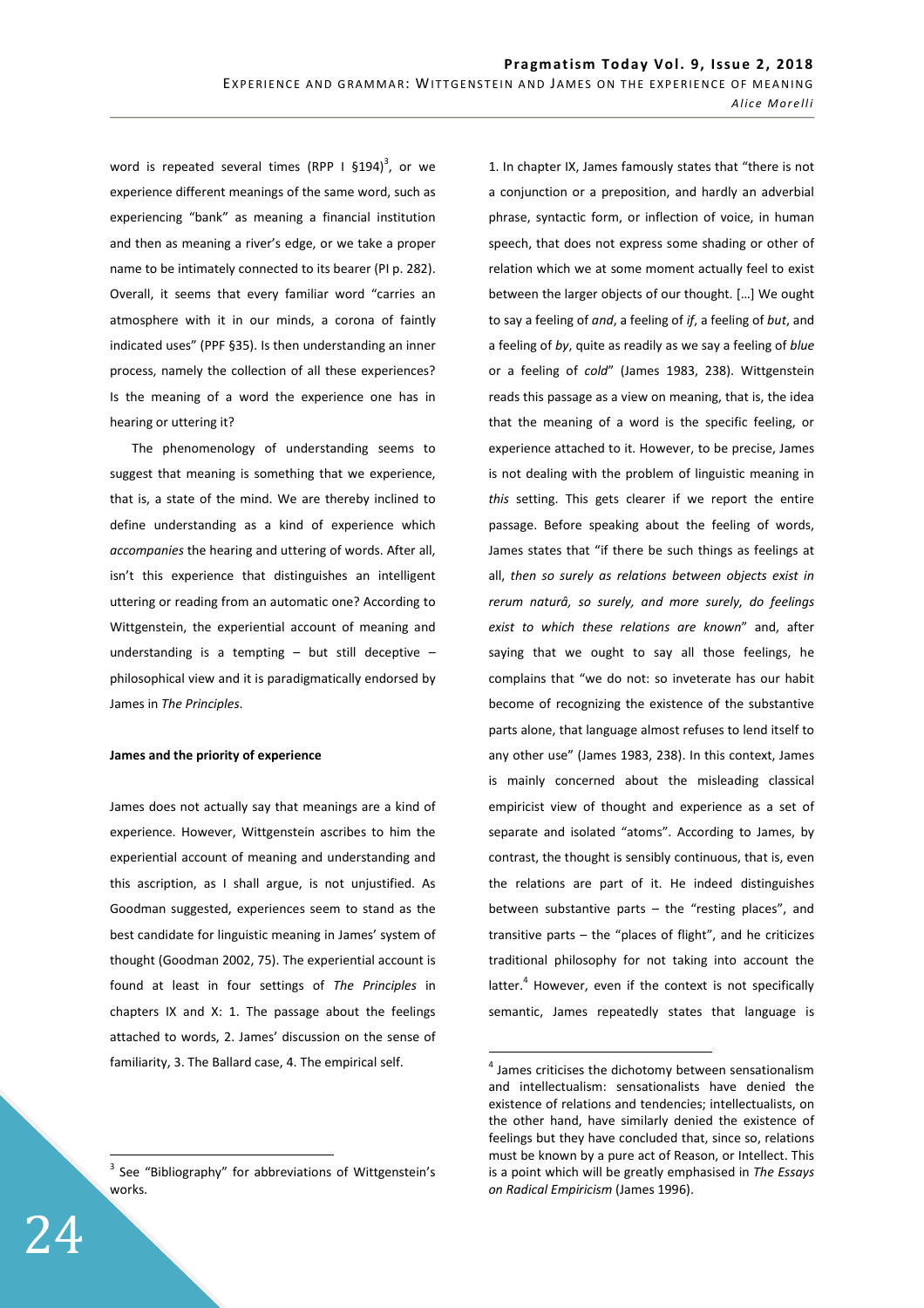word is repeated several times (RPP I §194)[3], or we experience different meanings of the same word, such as experiencing "bank" as meaning a financial institution and then as meaning a river's edge, or we take a proper name to be intimately connected to its bearer (PI p. 282). Overall, it seems that every familiar word "carries an atmosphere with it in our minds, a corona of faintly indicated uses" (PPF §35). Is then understanding an inner process, namely the collection of all these experiences? Is the meaning of a word the experience one has in hearing or uttering it?

The phenomenology of understanding seems to suggest that meaning is something that we experience, that is, a state of the mind. We are thereby inclined to define understanding as a kind of experience which *accompanies* the hearing and uttering of words. After all, isn't this experience that distinguishes an intelligent uttering or reading from an automatic one? According to Wittgenstein, the experiential account of meaning and understanding is a tempting – but still deceptive – philosophical view and it is paradigmatically endorsed by James in *The Principles*.

**James and the priority of experience**

James does not actually say that meanings are a kind of experience. However, Wittgenstein ascribes to him the experiential account of meaning and understanding and this ascription, as I shall argue, is not unjustified. As Goodman suggested, experiences seem to stand as the best candidate for linguistic meaning in James' system of thought (Goodman 2002, 75). The experiential account is found at least in four settings of *The Principles* in chapters IX and X: 1. The passage about the feelings attached to words, 2. James' discussion on the sense of familiarity, 3. The Ballard case, 4. The empirical self.

1. In chapter IX, James famously states that "there is not a conjunction or a preposition, and hardly an adverbial phrase, syntactic form, or inflection of voice, in human speech, that does not express some shading or other of relation which we at some moment actually feel to exist between the larger objects of our thought. […] We ought to say a feeling of *and*, a feeling of *if*, a feeling of *but*, and a feeling of *by*, quite as readily as we say a feeling of *blue* or a feeling of *cold*" (James 1983, 238). Wittgenstein reads this passage as a view on meaning, that is, the idea that the meaning of a word is the specific feeling, or experience attached to it. However, to be precise, James is not dealing with the problem of linguistic meaning in *this* setting. This gets clearer if we report the entire passage. Before speaking about the feeling of words, James states that "if there be such things as feelings at all, *then so surely as relations between objects exist in rerum naturâ, so surely, and more surely, do feelings exist to which these relations are known*" and, after saying that we ought to say all those feelings, he complains that "we do not: so inveterate has our habit become of recognizing the existence of the substantive parts alone, that language almost refuses to lend itself to any other use" (James 1983, 238). In this context, James is mainly concerned about the misleading classical empiricist view of thought and experience as a set of separate and isolated "atoms". According to James, by contrast, the thought is sensibly continuous, that is, even the relations are part of it. He indeed distinguishes between substantive parts – the "resting places", and transitive parts – the "places of flight", and he criticizes traditional philosophy for not taking into account the latter.[4] However, even if the context is not specifically semantic, James repeatedly states that language is

[3] See "Bibliography" for abbreviations of Wittgenstein's works.

[4] James criticises the dichotomy between sensationalism and intellectualism: sensationalists have denied the existence of relations and tendencies; intellectualists, on the other hand, have similarly denied the existence of feelings but they have concluded that, since so, relations must be known by a pure act of Reason, or Intellect. This is a point which will be greatly emphasised in *The Essays on Radical Empiricism* (James 1996).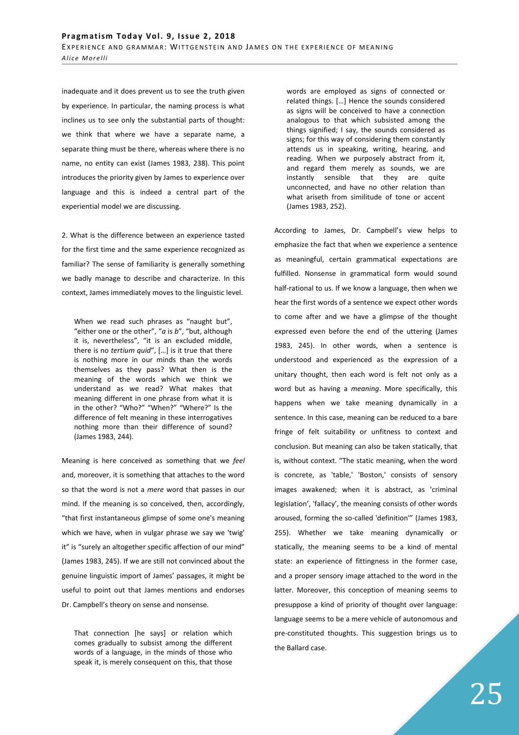inadequate and it does prevent us to see the truth given by experience. In particular, the naming process is what inclines us to see only the substantial parts of thought: we think that where we have a separate name, a separate thing must be there, whereas where there is no name, no entity can exist (James 1983, 238). This point introduces the priority given by James to experience over language and this is indeed a central part of the experiential model we are discussing.

2. What is the difference between an experience tasted for the first time and the same experience recognized as familiar? The sense of familiarity is generally something we badly manage to describe and characterize. In this context, James immediately moves to the linguistic level.

> When we read such phrases as "naught but", "either one or the other", "*a* is *b*", "but, although it is, nevertheless", "it is an excluded middle, there is no *tertium quid*", […] is it true that there is nothing more in our minds than the words themselves as they pass? What then is the meaning of the words which we think we understand as we read? What makes that meaning different in one phrase from what it is in the other? "Who?" "When?" "Where?" Is the difference of felt meaning in these interrogatives nothing more than their difference of sound? (James 1983, 244).

Meaning is here conceived as something that we *feel* and, moreover, it is something that attaches to the word so that the word is not a *mere* word that passes in our mind. If the meaning is so conceived, then, accordingly, "that first instantaneous glimpse of some one's meaning which we have, when in vulgar phrase we say we 'twig' it" is "surely an altogether specific affection of our mind" (James 1983, 245). If we are still not convinced about the genuine linguistic import of James' passages, it might be useful to point out that James mentions and endorses Dr. Campbell's theory on sense and nonsense.

> That connection [he says] or relation which comes gradually to subsist among the different words of a language, in the minds of those who speak it, is merely consequent on this, that those words are employed as signs of connected or related things. […] Hence the sounds considered as signs will be conceived to have a connection analogous to that which subsisted among the things signified; I say, the sounds considered as signs; for this way of considering them constantly attends us in speaking, writing, hearing, and reading. When we purposely abstract from it, and regard them merely as sounds, we are instantly sensible that they are quite unconnected, and have no other relation than what ariseth from similitude of tone or accent (James 1983, 252).

According to James, Dr. Campbell's view helps to emphasize the fact that when we experience a sentence as meaningful, certain grammatical expectations are fulfilled. Nonsense in grammatical form would sound half-rational to us. If we know a language, then when we hear the first words of a sentence we expect other words to come after and we have a glimpse of the thought expressed even before the end of the uttering (James 1983, 245). In other words, when a sentence is understood and experienced as the expression of a unitary thought, then each word is felt not only as a word but as having a *meaning*. More specifically, this happens when we take meaning dynamically in a sentence. In this case, meaning can be reduced to a bare fringe of felt suitability or unfitness to context and conclusion. But meaning can also be taken statically, that is, without context. "The static meaning, when the word is concrete, as 'table,' 'Boston,' consists of sensory images awakened; when it is abstract, as 'criminal legislation', 'fallacy', the meaning consists of other words aroused, forming the so-called 'definition'" (James 1983, 255). Whether we take meaning dynamically or statically, the meaning seems to be a kind of mental state: an experience of fittingness in the former case, and a proper sensory image attached to the word in the latter. Moreover, this conception of meaning seems to presuppose a kind of priority of thought over language: language seems to be a mere vehicle of autonomous and pre-constituted thoughts. This suggestion brings us to the Ballard case.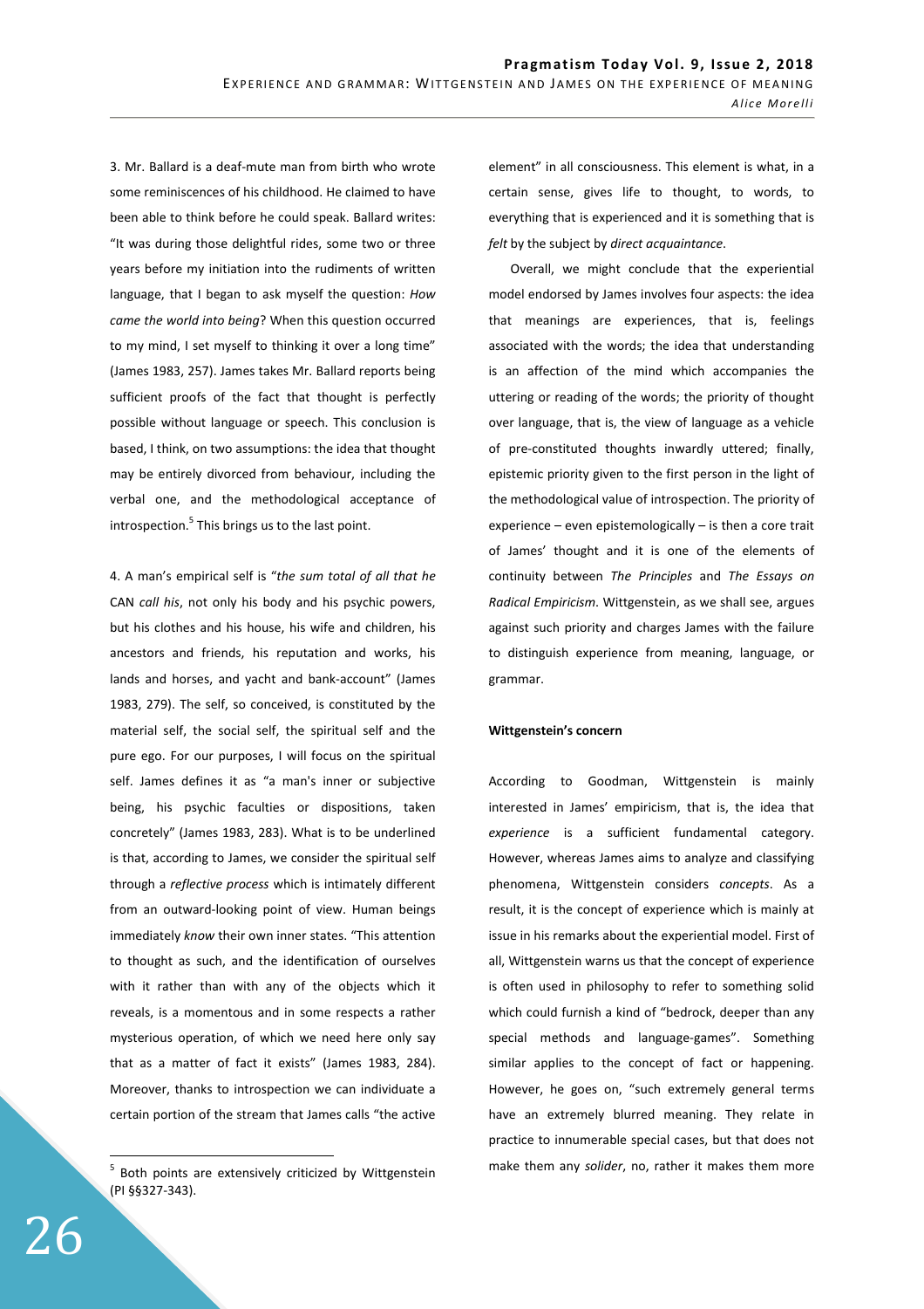3. Mr. Ballard is a deaf-mute man from birth who wrote some reminiscences of his childhood. He claimed to have been able to think before he could speak. Ballard writes: "It was during those delightful rides, some two or three years before my initiation into the rudiments of written language, that I began to ask myself the question: *How came the world into being*? When this question occurred to my mind, I set myself to thinking it over a long time" (James 1983, 257). James takes Mr. Ballard reports being sufficient proofs of the fact that thought is perfectly possible without language or speech. This conclusion is based, I think, on two assumptions: the idea that thought may be entirely divorced from behaviour, including the verbal one, and the methodological acceptance of introspection.[5] This brings us to the last point.

4. A man's empirical self is "*the sum total of all that he* CAN *call his*, not only his body and his psychic powers, but his clothes and his house, his wife and children, his ancestors and friends, his reputation and works, his lands and horses, and yacht and bank-account" (James 1983, 279). The self, so conceived, is constituted by the material self, the social self, the spiritual self and the pure ego. For our purposes, I will focus on the spiritual self. James defines it as "a man's inner or subjective being, his psychic faculties or dispositions, taken concretely" (James 1983, 283). What is to be underlined is that, according to James, we consider the spiritual self through a *reflective process* which is intimately different from an outward-looking point of view. Human beings immediately *know* their own inner states. "This attention to thought as such, and the identification of ourselves with it rather than with any of the objects which it reveals, is a momentous and in some respects a rather mysterious operation, of which we need here only say that as a matter of fact it exists" (James 1983, 284). Moreover, thanks to introspection we can individuate a certain portion of the stream that James calls "the active element" in all consciousness. This element is what, in a certain sense, gives life to thought, to words, to everything that is experienced and it is something that is *felt* by the subject by *direct acquaintance*.

Overall, we might conclude that the experiential model endorsed by James involves four aspects: the idea that meanings are experiences, that is, feelings associated with the words; the idea that understanding is an affection of the mind which accompanies the uttering or reading of the words; the priority of thought over language, that is, the view of language as a vehicle of pre-constituted thoughts inwardly uttered; finally, epistemic priority given to the first person in the light of the methodological value of introspection. The priority of experience – even epistemologically – is then a core trait of James' thought and it is one of the elements of continuity between *The Principles* and *The Essays on Radical Empiricism*. Wittgenstein, as we shall see, argues against such priority and charges James with the failure to distinguish experience from meaning, language, or grammar.

#### Wittgenstein's concern

According to Goodman, Wittgenstein is mainly interested in James' empiricism, that is, the idea that *experience* is a sufficient fundamental category. However, whereas James aims to analyze and classifying phenomena, Wittgenstein considers *concepts*. As a result, it is the concept of experience which is mainly at issue in his remarks about the experiential model. First of all, Wittgenstein warns us that the concept of experience is often used in philosophy to refer to something solid which could furnish a kind of "bedrock, deeper than any special methods and language-games". Something similar applies to the concept of fact or happening. However, he goes on, "such extremely general terms have an extremely blurred meaning. They relate in practice to innumerable special cases, but that does not make them any *solider*, no, rather it makes them more

[5] Both points are extensively criticized by Wittgenstein (PI §§327-343).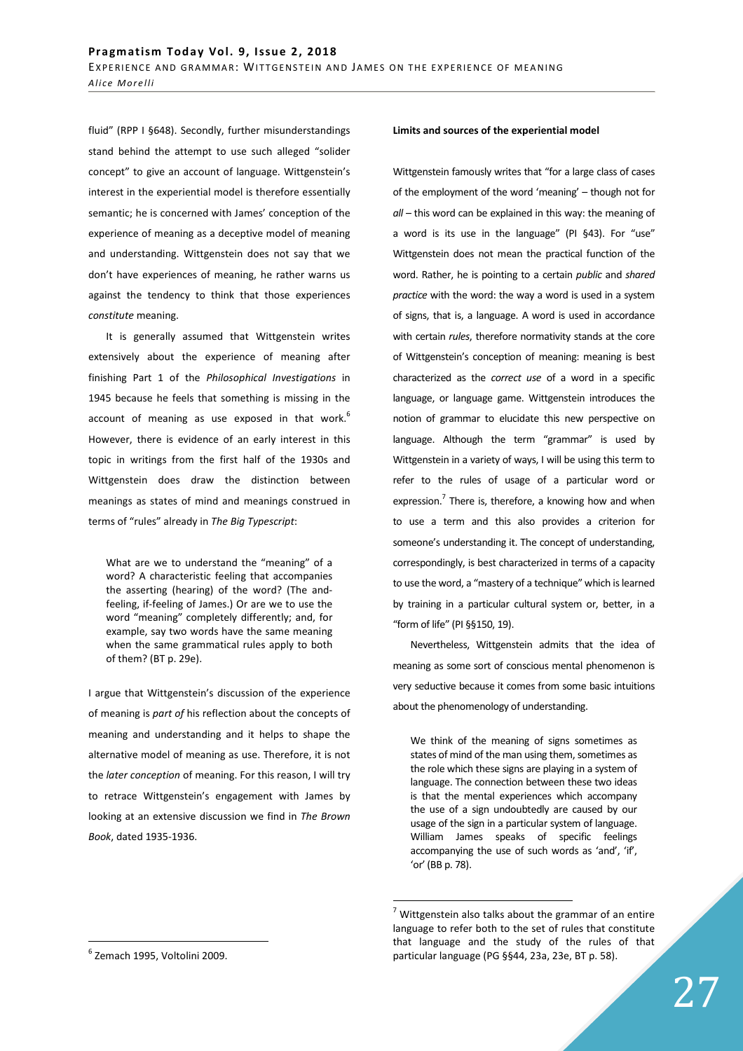fluid" (RPP I §648). Secondly, further misunderstandings stand behind the attempt to use such alleged "solider concept" to give an account of language. Wittgenstein's interest in the experiential model is therefore essentially semantic; he is concerned with James' conception of the experience of meaning as a deceptive model of meaning and understanding. Wittgenstein does not say that we don't have experiences of meaning, he rather warns us against the tendency to think that those experiences *constitute* meaning.

It is generally assumed that Wittgenstein writes extensively about the experience of meaning after finishing Part 1 of the *Philosophical Investigations* in 1945 because he feels that something is missing in the account of meaning as use exposed in that work.[6] However, there is evidence of an early interest in this topic in writings from the first half of the 1930s and Wittgenstein does draw the distinction between meanings as states of mind and meanings construed in terms of "rules" already in *The Big Typescript*:

> What are we to understand the "meaning" of a word? A characteristic feeling that accompanies the asserting (hearing) of the word? (The and-feeling, if-feeling of James.) Or are we to use the word "meaning" completely differently; and, for example, say two words have the same meaning when the same grammatical rules apply to both of them? (BT p. 29e).

I argue that Wittgenstein's discussion of the experience of meaning is *part of* his reflection about the concepts of meaning and understanding and it helps to shape the alternative model of meaning as use. Therefore, it is not the *later conception* of meaning. For this reason, I will try to retrace Wittgenstein's engagement with James by looking at an extensive discussion we find in *The Brown Book*, dated 1935-1936.

**Limits and sources of the experiential model**

Wittgenstein famously writes that "for a large class of cases of the employment of the word 'meaning' – though not for *all* – this word can be explained in this way: the meaning of a word is its use in the language" (PI §43). For "use" Wittgenstein does not mean the practical function of the word. Rather, he is pointing to a certain *public* and *shared practice* with the word: the way a word is used in a system of signs, that is, a language. A word is used in accordance with certain *rules*, therefore normativity stands at the core of Wittgenstein's conception of meaning: meaning is best characterized as the *correct use* of a word in a specific language, or language game. Wittgenstein introduces the notion of grammar to elucidate this new perspective on language. Although the term "grammar" is used by Wittgenstein in a variety of ways, I will be using this term to refer to the rules of usage of a particular word or expression.[7] There is, therefore, a knowing how and when to use a term and this also provides a criterion for someone's understanding it. The concept of understanding, correspondingly, is best characterized in terms of a capacity to use the word, a "mastery of a technique" which is learned by training in a particular cultural system or, better, in a "form of life" (PI §§150, 19).

Nevertheless, Wittgenstein admits that the idea of meaning as some sort of conscious mental phenomenon is very seductive because it comes from some basic intuitions about the phenomenology of understanding.

> We think of the meaning of signs sometimes as states of mind of the man using them, sometimes as the role which these signs are playing in a system of language. The connection between these two ideas is that the mental experiences which accompany the use of a sign undoubtedly are caused by our usage of the sign in a particular system of language. William James speaks of specific feelings accompanying the use of such words as 'and', 'if', 'or' (BB p. 78).

---

[6] Zemach 1995, Voltolini 2009.

[7] Wittgenstein also talks about the grammar of an entire language to refer both to the set of rules that constitute that language and the study of the rules of that particular language (PG §§44, 23a, 23e, BT p. 58).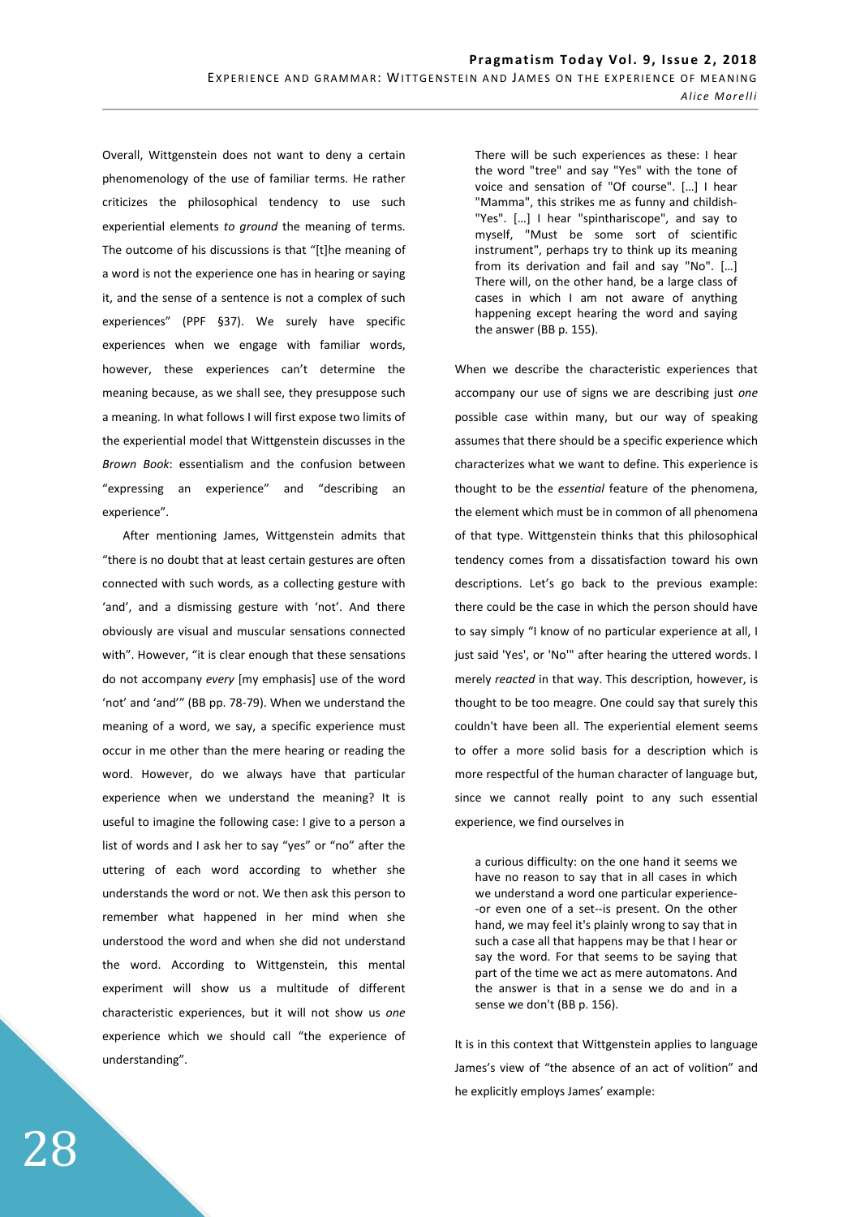Overall, Wittgenstein does not want to deny a certain phenomenology of the use of familiar terms. He rather criticizes the philosophical tendency to use such experiential elements *to ground* the meaning of terms. The outcome of his discussions is that "[t]he meaning of a word is not the experience one has in hearing or saying it, and the sense of a sentence is not a complex of such experiences" (PPF §37). We surely have specific experiences when we engage with familiar words, however, these experiences can't determine the meaning because, as we shall see, they presuppose such a meaning. In what follows I will first expose two limits of the experiential model that Wittgenstein discusses in the *Brown Book*: essentialism and the confusion between "expressing an experience" and "describing an experience".

After mentioning James, Wittgenstein admits that "there is no doubt that at least certain gestures are often connected with such words, as a collecting gesture with 'and', and a dismissing gesture with 'not'. And there obviously are visual and muscular sensations connected with". However, "it is clear enough that these sensations do not accompany *every* [my emphasis] use of the word 'not' and 'and'" (BB pp. 78-79). When we understand the meaning of a word, we say, a specific experience must occur in me other than the mere hearing or reading the word. However, do we always have that particular experience when we understand the meaning? It is useful to imagine the following case: I give to a person a list of words and I ask her to say "yes" or "no" after the uttering of each word according to whether she understands the word or not. We then ask this person to remember what happened in her mind when she understood the word and when she did not understand the word. According to Wittgenstein, this mental experiment will show us a multitude of different characteristic experiences, but it will not show us *one* experience which we should call "the experience of understanding".

> There will be such experiences as these: I hear the word "tree" and say "Yes" with the tone of voice and sensation of "Of course". […] I hear "Mamma", this strikes me as funny and childish- "Yes". […] I hear "spinthariscope", and say to myself, "Must be some sort of scientific instrument", perhaps try to think up its meaning from its derivation and fail and say "No". […] There will, on the other hand, be a large class of cases in which I am not aware of anything happening except hearing the word and saying the answer (BB p. 155).

When we describe the characteristic experiences that accompany our use of signs we are describing just *one* possible case within many, but our way of speaking assumes that there should be a specific experience which characterizes what we want to define. This experience is thought to be the *essential* feature of the phenomena, the element which must be in common of all phenomena of that type. Wittgenstein thinks that this philosophical tendency comes from a dissatisfaction toward his own descriptions. Let's go back to the previous example: there could be the case in which the person should have to say simply "I know of no particular experience at all, I just said 'Yes', or 'No'" after hearing the uttered words. I merely *reacted* in that way. This description, however, is thought to be too meagre. One could say that surely this couldn't have been all. The experiential element seems to offer a more solid basis for a description which is more respectful of the human character of language but, since we cannot really point to any such essential experience, we find ourselves in

> a curious difficulty: on the one hand it seems we have no reason to say that in all cases in which we understand a word one particular experience--or even one of a set--is present. On the other hand, we may feel it's plainly wrong to say that in such a case all that happens may be that I hear or say the word. For that seems to be saying that part of the time we act as mere automatons. And the answer is that in a sense we do and in a sense we don't (BB p. 156).

It is in this context that Wittgenstein applies to language James's view of "the absence of an act of volition" and he explicitly employs James' example: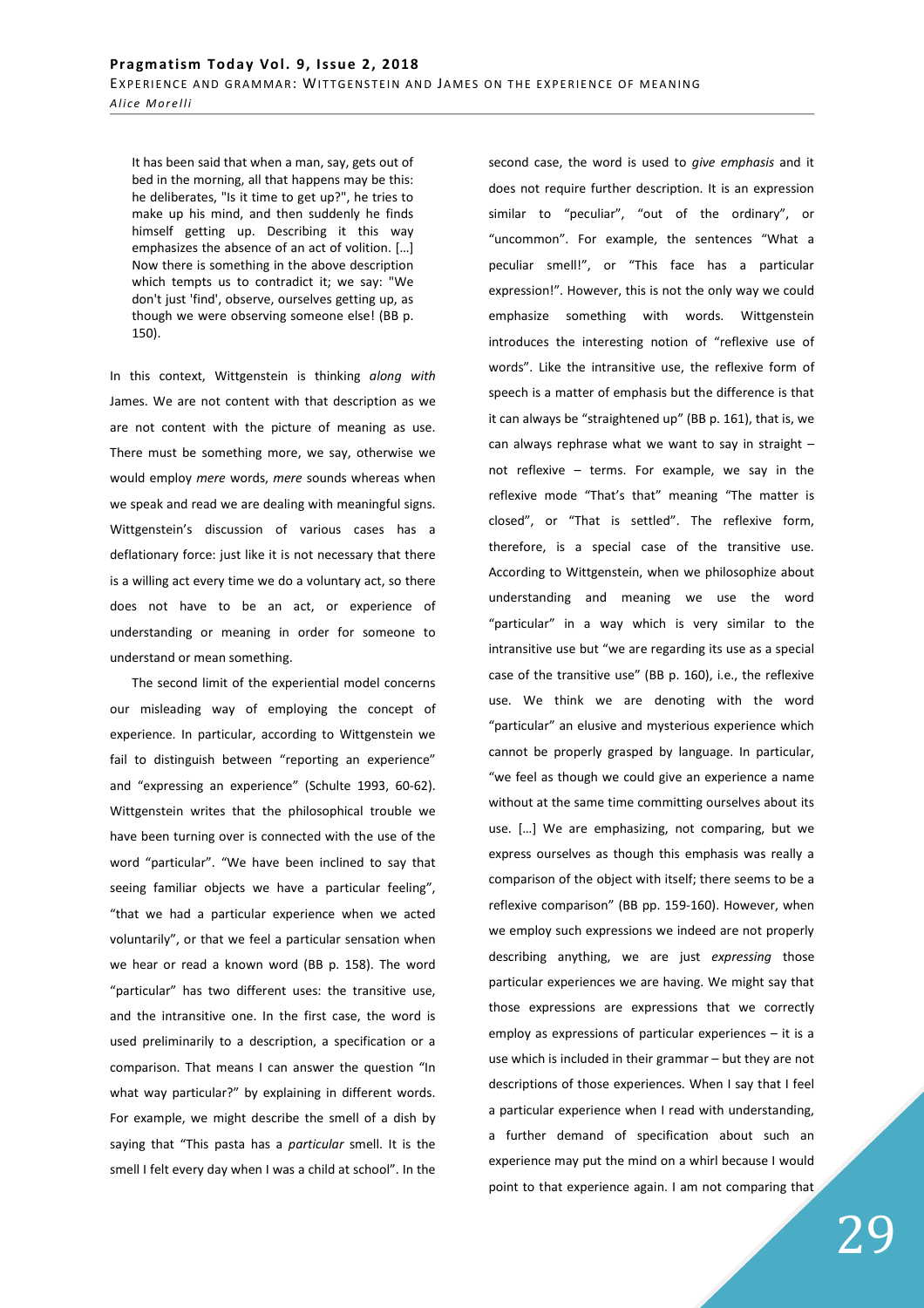> It has been said that when a man, say, gets out of bed in the morning, all that happens may be this: he deliberates, "Is it time to get up?", he tries to make up his mind, and then suddenly he finds himself getting up. Describing it this way emphasizes the absence of an act of volition. […] Now there is something in the above description which tempts us to contradict it; we say: "We don't just 'find', observe, ourselves getting up, as though we were observing someone else! (BB p. 150).

In this context, Wittgenstein is thinking *along with* James. We are not content with that description as we are not content with the picture of meaning as use. There must be something more, we say, otherwise we would employ *mere* words, *mere* sounds whereas when we speak and read we are dealing with meaningful signs. Wittgenstein's discussion of various cases has a deflationary force: just like it is not necessary that there is a willing act every time we do a voluntary act, so there does not have to be an act, or experience of understanding or meaning in order for someone to understand or mean something.

The second limit of the experiential model concerns our misleading way of employing the concept of experience. In particular, according to Wittgenstein we fail to distinguish between "reporting an experience" and "expressing an experience" (Schulte 1993, 60-62). Wittgenstein writes that the philosophical trouble we have been turning over is connected with the use of the word "particular". "We have been inclined to say that seeing familiar objects we have a particular feeling", "that we had a particular experience when we acted voluntarily", or that we feel a particular sensation when we hear or read a known word (BB p. 158). The word "particular" has two different uses: the transitive use, and the intransitive one. In the first case, the word is used preliminarily to a description, a specification or a comparison. That means I can answer the question "In what way particular?" by explaining in different words. For example, we might describe the smell of a dish by saying that "This pasta has a *particular* smell. It is the smell I felt every day when I was a child at school". In the second case, the word is used to *give emphasis* and it does not require further description. It is an expression similar to "peculiar", "out of the ordinary", or "uncommon". For example, the sentences "What a peculiar smell!", or "This face has a particular expression!". However, this is not the only way we could emphasize something with words. Wittgenstein introduces the interesting notion of "reflexive use of words". Like the intransitive use, the reflexive form of speech is a matter of emphasis but the difference is that it can always be "straightened up" (BB p. 161), that is, we can always rephrase what we want to say in straight – not reflexive – terms. For example, we say in the reflexive mode "That's that" meaning "The matter is closed", or "That is settled". The reflexive form, therefore, is a special case of the transitive use. According to Wittgenstein, when we philosophize about understanding and meaning we use the word "particular" in a way which is very similar to the intransitive use but "we are regarding its use as a special case of the transitive use" (BB p. 160), i.e., the reflexive use. We think we are denoting with the word "particular" an elusive and mysterious experience which cannot be properly grasped by language. In particular, "we feel as though we could give an experience a name without at the same time committing ourselves about its use. […] We are emphasizing, not comparing, but we express ourselves as though this emphasis was really a comparison of the object with itself; there seems to be a reflexive comparison" (BB pp. 159-160). However, when we employ such expressions we indeed are not properly describing anything, we are just *expressing* those particular experiences we are having. We might say that those expressions are expressions that we correctly employ as expressions of particular experiences – it is a use which is included in their grammar – but they are not descriptions of those experiences. When I say that I feel a particular experience when I read with understanding, a further demand of specification about such an experience may put the mind on a whirl because I would point to that experience again. I am not comparing that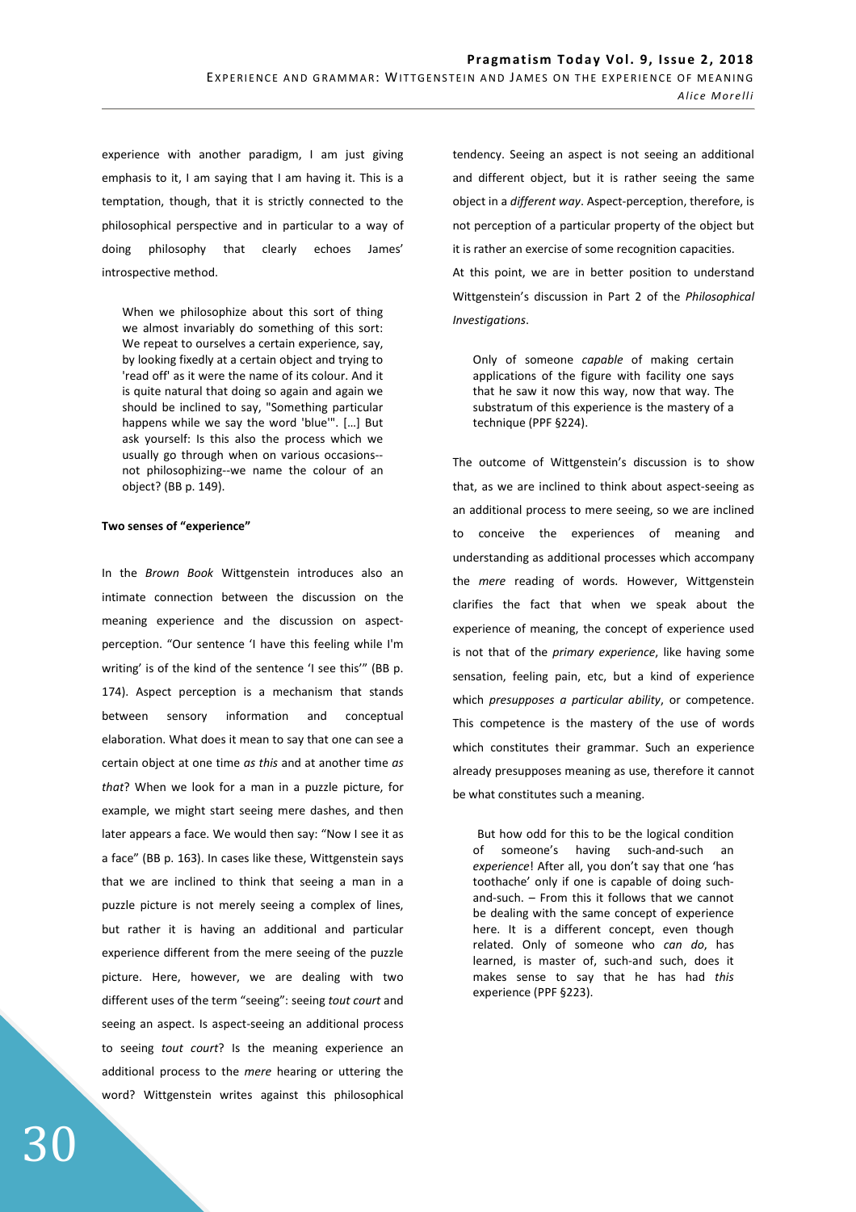experience with another paradigm, I am just giving emphasis to it, I am saying that I am having it. This is a temptation, though, that it is strictly connected to the philosophical perspective and in particular to a way of doing philosophy that clearly echoes James' introspective method.

> When we philosophize about this sort of thing we almost invariably do something of this sort: We repeat to ourselves a certain experience, say, by looking fixedly at a certain object and trying to 'read off' as it were the name of its colour. And it is quite natural that doing so again and again we should be inclined to say, "Something particular happens while we say the word 'blue'". […] But ask yourself: Is this also the process which we usually go through when on various occasions--not philosophizing--we name the colour of an object? (BB p. 149).

**Two senses of "experience"**

In the *Brown Book* Wittgenstein introduces also an intimate connection between the discussion on the meaning experience and the discussion on aspect-perception. "Our sentence 'I have this feeling while I'm writing' is of the kind of the sentence 'I see this'" (BB p. 174). Aspect perception is a mechanism that stands between sensory information and conceptual elaboration. What does it mean to say that one can see a certain object at one time *as this* and at another time *as that*? When we look for a man in a puzzle picture, for example, we might start seeing mere dashes, and then later appears a face. We would then say: "Now I see it as a face" (BB p. 163). In cases like these, Wittgenstein says that we are inclined to think that seeing a man in a puzzle picture is not merely seeing a complex of lines, but rather it is having an additional and particular experience different from the mere seeing of the puzzle picture. Here, however, we are dealing with two different uses of the term "seeing": seeing *tout court* and seeing an aspect. Is aspect-seeing an additional process to seeing *tout court*? Is the meaning experience an additional process to the *mere* hearing or uttering the word? Wittgenstein writes against this philosophical tendency. Seeing an aspect is not seeing an additional and different object, but it is rather seeing the same object in a *different way*. Aspect-perception, therefore, is not perception of a particular property of the object but it is rather an exercise of some recognition capacities.

At this point, we are in better position to understand Wittgenstein's discussion in Part 2 of the *Philosophical Investigations*.

> Only of someone *capable* of making certain applications of the figure with facility one says that he saw it now this way, now that way. The substratum of this experience is the mastery of a technique (PPF §224).

The outcome of Wittgenstein's discussion is to show that, as we are inclined to think about aspect-seeing as an additional process to mere seeing, so we are inclined to conceive the experiences of meaning and understanding as additional processes which accompany the *mere* reading of words. However, Wittgenstein clarifies the fact that when we speak about the experience of meaning, the concept of experience used is not that of the *primary experience*, like having some sensation, feeling pain, etc, but a kind of experience which *presupposes a particular ability*, or competence. This competence is the mastery of the use of words which constitutes their grammar. Such an experience already presupposes meaning as use, therefore it cannot be what constitutes such a meaning.

> But how odd for this to be the logical condition of someone's having such-and-such an *experience*! After all, you don't say that one 'has toothache' only if one is capable of doing such-and-such. – From this it follows that we cannot be dealing with the same concept of experience here. It is a different concept, even though related. Only of someone who *can do*, has learned, is master of, such-and such, does it makes sense to say that he has had *this* experience (PPF §223).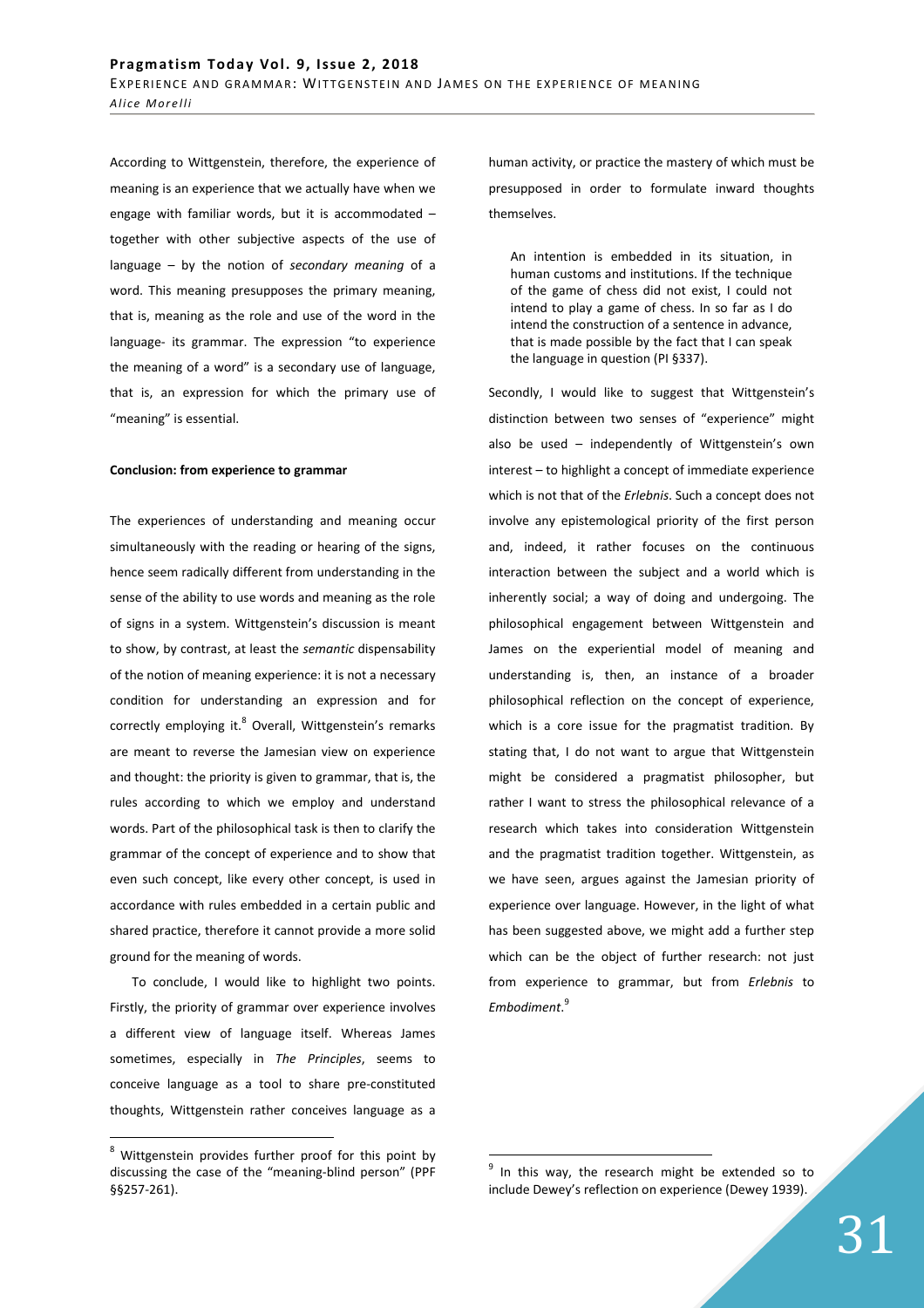According to Wittgenstein, therefore, the experience of meaning is an experience that we actually have when we engage with familiar words, but it is accommodated – together with other subjective aspects of the use of language – by the notion of *secondary meaning* of a word. This meaning presupposes the primary meaning, that is, meaning as the role and use of the word in the language- its grammar. The expression "to experience the meaning of a word" is a secondary use of language, that is, an expression for which the primary use of "meaning" is essential.

**Conclusion: from experience to grammar**

The experiences of understanding and meaning occur simultaneously with the reading or hearing of the signs, hence seem radically different from understanding in the sense of the ability to use words and meaning as the role of signs in a system. Wittgenstein's discussion is meant to show, by contrast, at least the *semantic* dispensability of the notion of meaning experience: it is not a necessary condition for understanding an expression and for correctly employing it.[8] Overall, Wittgenstein's remarks are meant to reverse the Jamesian view on experience and thought: the priority is given to grammar, that is, the rules according to which we employ and understand words. Part of the philosophical task is then to clarify the grammar of the concept of experience and to show that even such concept, like every other concept, is used in accordance with rules embedded in a certain public and shared practice, therefore it cannot provide a more solid ground for the meaning of words.

To conclude, I would like to highlight two points. Firstly, the priority of grammar over experience involves a different view of language itself. Whereas James sometimes, especially in *The Principles*, seems to conceive language as a tool to share pre-constituted thoughts, Wittgenstein rather conceives language as a human activity, or practice the mastery of which must be presupposed in order to formulate inward thoughts themselves.

> An intention is embedded in its situation, in human customs and institutions. If the technique of the game of chess did not exist, I could not intend to play a game of chess. In so far as I do intend the construction of a sentence in advance, that is made possible by the fact that I can speak the language in question (PI §337).

Secondly, I would like to suggest that Wittgenstein's distinction between two senses of "experience" might also be used – independently of Wittgenstein's own interest – to highlight a concept of immediate experience which is not that of the *Erlebnis*. Such a concept does not involve any epistemological priority of the first person and, indeed, it rather focuses on the continuous interaction between the subject and a world which is inherently social; a way of doing and undergoing. The philosophical engagement between Wittgenstein and James on the experiential model of meaning and understanding is, then, an instance of a broader philosophical reflection on the concept of experience, which is a core issue for the pragmatist tradition. By stating that, I do not want to argue that Wittgenstein might be considered a pragmatist philosopher, but rather I want to stress the philosophical relevance of a research which takes into consideration Wittgenstein and the pragmatist tradition together. Wittgenstein, as we have seen, argues against the Jamesian priority of experience over language. However, in the light of what has been suggested above, we might add a further step which can be the object of further research: not just from experience to grammar, but from *Erlebnis* to *Embodiment*.[9]

---

[8] Wittgenstein provides further proof for this point by discussing the case of the "meaning-blind person" (PPF §§257-261).

[9] In this way, the research might be extended so to include Dewey's reflection on experience (Dewey 1939).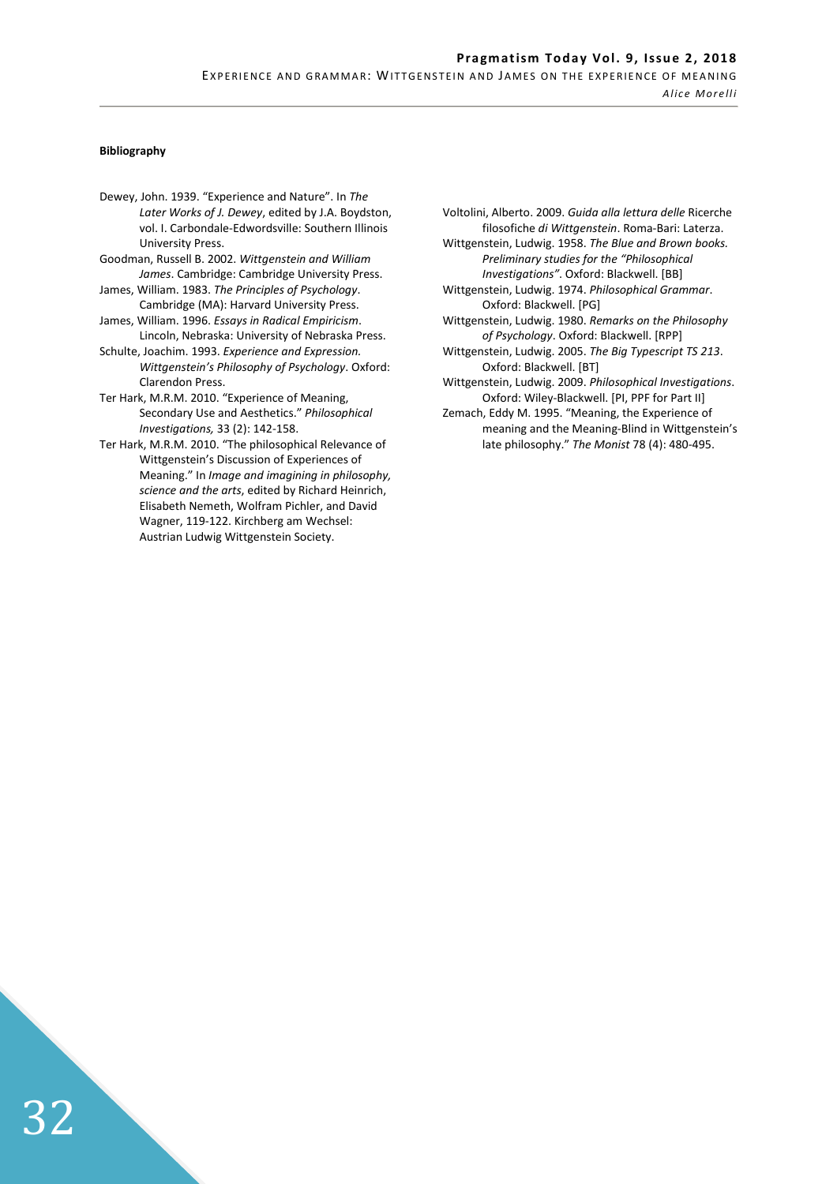**Bibliography**

Dewey, John. 1939. "Experience and Nature". In *The Later Works of J. Dewey*, edited by J.A. Boydston, vol. I. Carbondale-Edwordsville: Southern Illinois University Press.

Goodman, Russell B. 2002. *Wittgenstein and William James*. Cambridge: Cambridge University Press.

James, William. 1983. *The Principles of Psychology*. Cambridge (MA): Harvard University Press.

James, William. 1996. *Essays in Radical Empiricism*. Lincoln, Nebraska: University of Nebraska Press.

Schulte, Joachim. 1993. *Experience and Expression. Wittgenstein's Philosophy of Psychology*. Oxford: Clarendon Press.

Ter Hark, M.R.M. 2010. "Experience of Meaning, Secondary Use and Aesthetics." *Philosophical Investigations,* 33 (2): 142-158.

Ter Hark, M.R.M. 2010. "The philosophical Relevance of Wittgenstein's Discussion of Experiences of Meaning." In *Image and imagining in philosophy, science and the arts*, edited by Richard Heinrich, Elisabeth Nemeth, Wolfram Pichler, and David Wagner, 119-122. Kirchberg am Wechsel: Austrian Ludwig Wittgenstein Society.

Voltolini, Alberto. 2009. *Guida alla lettura delle* Ricerche filosofiche *di Wittgenstein*. Roma-Bari: Laterza.

Wittgenstein, Ludwig. 1958. *The Blue and Brown books. Preliminary studies for the "Philosophical Investigations"*. Oxford: Blackwell. [BB]

Wittgenstein, Ludwig. 1974. *Philosophical Grammar*. Oxford: Blackwell. [PG]

Wittgenstein, Ludwig. 1980. *Remarks on the Philosophy of Psychology*. Oxford: Blackwell. [RPP]

Wittgenstein, Ludwig. 2005. *The Big Typescript TS 213*. Oxford: Blackwell. [BT]

Wittgenstein, Ludwig. 2009. *Philosophical Investigations*. Oxford: Wiley-Blackwell. [PI, PPF for Part II]

Zemach, Eddy M. 1995. "Meaning, the Experience of meaning and the Meaning-Blind in Wittgenstein's late philosophy." *The Monist* 78 (4): 480-495.